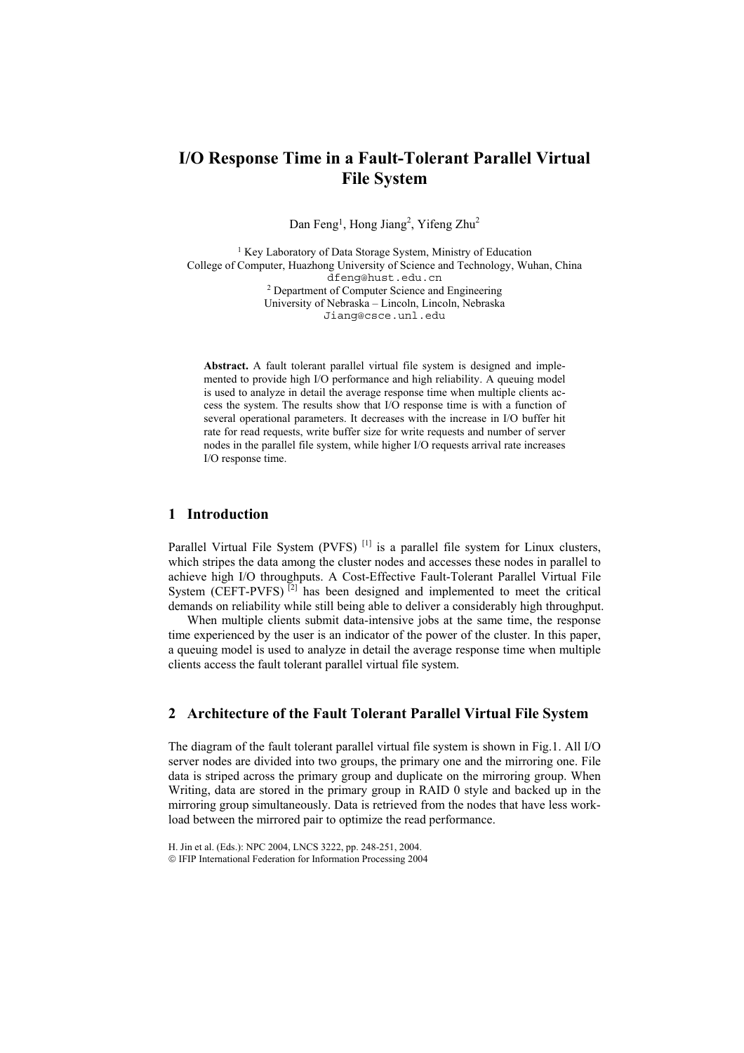# I/O Response Time in a Fault-Tolerant Parallel Virtual File System

Dan Feng[1], Hong Jiang[2], Yifeng Zhu[2]

[1] Key Laboratory of Data Storage System, Ministry of Education
College of Computer, Huazhong University of Science and Technology, Wuhan, China
dfeng@hust.edu.cn

[2] Department of Computer Science and Engineering
University of Nebraska – Lincoln, Lincoln, Nebraska
Jiang@csce.unl.edu

**Abstract.** A fault tolerant parallel virtual file system is designed and implemented to provide high I/O performance and high reliability. A queuing model is used to analyze in detail the average response time when multiple clients access the system. The results show that I/O response time is with a function of several operational parameters. It decreases with the increase in I/O buffer hit rate for read requests, write buffer size for write requests and number of server nodes in the parallel file system, while higher I/O requests arrival rate increases I/O response time.

## 1 Introduction

Parallel Virtual File System (PVFS) [1] is a parallel file system for Linux clusters, which stripes the data among the cluster nodes and accesses these nodes in parallel to achieve high I/O throughputs. A Cost-Effective Fault-Tolerant Parallel Virtual File System (CEFT-PVFS) [2] has been designed and implemented to meet the critical demands on reliability while still being able to deliver a considerably high throughput.

When multiple clients submit data-intensive jobs at the same time, the response time experienced by the user is an indicator of the power of the cluster. In this paper, a queuing model is used to analyze in detail the average response time when multiple clients access the fault tolerant parallel virtual file system.

## 2 Architecture of the Fault Tolerant Parallel Virtual File System

The diagram of the fault tolerant parallel virtual file system is shown in Fig.1. All I/O server nodes are divided into two groups, the primary one and the mirroring one. File data is striped across the primary group and duplicate on the mirroring group. When Writing, data are stored in the primary group in RAID 0 style and backed up in the mirroring group simultaneously. Data is retrieved from the nodes that have less workload between the mirrored pair to optimize the read performance.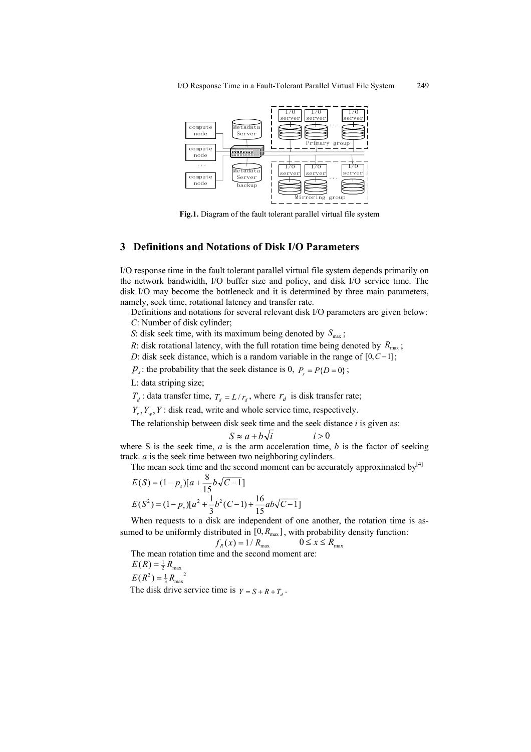**Fig.1.** Diagram of the fault tolerant parallel virtual file system

## 3 Definitions and Notations of Disk I/O Parameters

I/O response time in the fault tolerant parallel virtual file system depends primarily on the network bandwidth, I/O buffer size and policy, and disk I/O service time. The disk I/O may become the bottleneck and it is determined by three main parameters, namely, seek time, rotational latency and transfer rate.

Definitions and notations for several relevant disk I/O parameters are given below:

*C*: Number of disk cylinder;

*S*: disk seek time, with its maximum being denoted by $S_{\max}$;

*R*: disk rotational latency, with the full rotation time being denoted by $R_{\max}$;

*D*: disk seek distance, which is a random variable in the range of $[0, C-1]$;

$p_s$: the probability that the seek distance is 0, $P_s = P\{D = 0\}$;

L: data striping size;

$T_d$ : data transfer time, $T_d = L / r_d$, where $r_d$ is disk transfer rate;

$Y_r, Y_w, Y$ : disk read, write and whole service time, respectively.

The relationship between disk seek time and the seek distance *i* is given as:

$$S \approx a + b\sqrt{i} \qquad i > 0$$

where S is the seek time, *a* is the arm acceleration time, *b* is the factor of seeking track. *a* is the seek time between two neighboring cylinders.

The mean seek time and the second moment can be accurately approximated by[4]

$$E(S) = (1 - p_s)[a + \frac{8}{15} b\sqrt{C-1}]$$

$$E(S^2) = (1 - p_s)[a^2 + \frac{1}{3} b^2 (C-1) + \frac{16}{15} ab\sqrt{C-1}]$$

When requests to a disk are independent of one another, the rotation time is assumed to be uniformly distributed in $[0, R_{\max}]$, with probability density function:

$$f_R(x) = 1 / R_{\max} \qquad 0 \le x \le R_{\max}$$

The mean rotation time and the second moment are:

$$E(R) = \tfrac{1}{2} R_{\max}$$

$$E(R^2) = \tfrac{1}{3} R_{\max}{}^2$$

The disk drive service time is $Y = S + R + T_d$.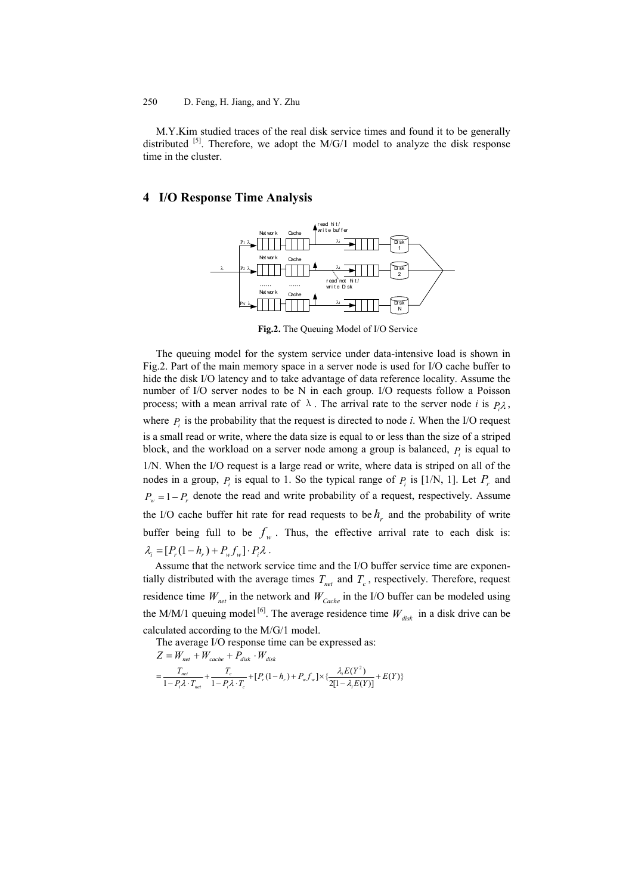M.Y.Kim studied traces of the real disk service times and found it to be generally distributed [5]. Therefore, we adopt the M/G/1 model to analyze the disk response time in the cluster.

## 4 I/O Response Time Analysis

**Fig.2.** The Queuing Model of I/O Service

The queuing model for the system service under data-intensive load is shown in Fig.2. Part of the main memory space in a server node is used for I/O cache buffer to hide the disk I/O latency and to take advantage of data reference locality. Assume the number of I/O server nodes to be N in each group. I/O requests follow a Poisson process; with a mean arrival rate of $\lambda$. The arrival rate to the server node *i* is $P_i\lambda$, where $P_i$ is the probability that the request is directed to node *i*. When the I/O request is a small read or write, where the data size is equal to or less than the size of a striped block, and the workload on a server node among a group is balanced, $P_i$ is equal to 1/N. When the I/O request is a large read or write, where data is striped on all of the nodes in a group, $P_i$ is equal to 1. So the typical range of $P_i$ is [1/N, 1]. Let $P_r$ and $P_w = 1 - P_r$ denote the read and write probability of a request, respectively. Assume the I/O cache buffer hit rate for read requests to be $h_r$ and the probability of write buffer being full to be $f_w$. Thus, the effective arrival rate to each disk is: $\lambda_i = [P_r(1-h_r) + P_w f_w] \cdot P_i\lambda$.

Assume that the network service time and the I/O buffer service time are exponentially distributed with the average times $T_{net}$ and $T_c$, respectively. Therefore, request residence time $W_{net}$ in the network and $W_{Cache}$ in the I/O buffer can be modeled using the M/M/1 queuing model [6]. The average residence time $W_{disk}$ in a disk drive can be calculated according to the M/G/1 model.

The average I/O response time can be expressed as:

$$Z = W_{net} + W_{cache} + P_{disk} \cdot W_{disk}$$

$$= \frac{T_{net}}{1 - P_i\lambda \cdot T_{net}} + \frac{T_c}{1 - P_i\lambda \cdot T_c} + [P_r(1-h_r) + P_w f_w] \times \{\frac{\lambda_i E(Y^2)}{2[1 - \lambda_i E(Y)]} + E(Y)\}$$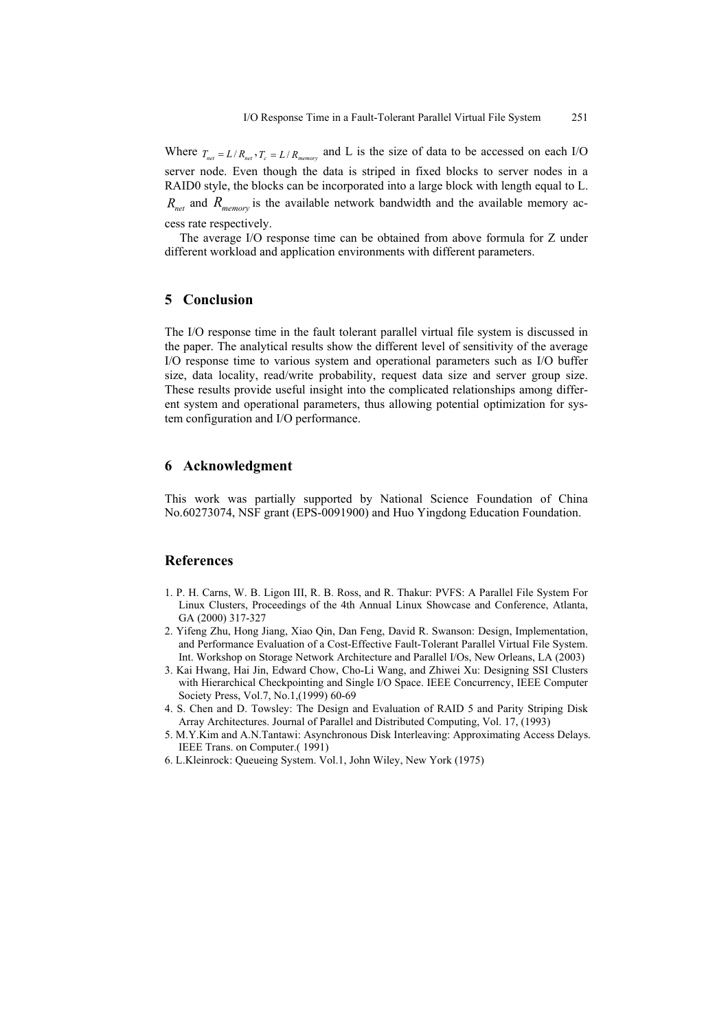Where $T_{net} = L / R_{net}, T_c = L / R_{memory}$ and L is the size of data to be accessed on each I/O server node. Even though the data is striped in fixed blocks to server nodes in a RAID0 style, the blocks can be incorporated into a large block with length equal to L. $R_{net}$ and $R_{memory}$ is the available network bandwidth and the available memory access rate respectively.

The average I/O response time can be obtained from above formula for Z under different workload and application environments with different parameters.

## 5 Conclusion

The I/O response time in the fault tolerant parallel virtual file system is discussed in the paper. The analytical results show the different level of sensitivity of the average I/O response time to various system and operational parameters such as I/O buffer size, data locality, read/write probability, request data size and server group size. These results provide useful insight into the complicated relationships among different system and operational parameters, thus allowing potential optimization for system configuration and I/O performance.

## 6 Acknowledgment

This work was partially supported by National Science Foundation of China No.60273074, NSF grant (EPS-0091900) and Huo Yingdong Education Foundation.

## References

1. P. H. Carns, W. B. Ligon III, R. B. Ross, and R. Thakur: PVFS: A Parallel File System For Linux Clusters, Proceedings of the 4th Annual Linux Showcase and Conference, Atlanta, GA (2000) 317-327
2. Yifeng Zhu, Hong Jiang, Xiao Qin, Dan Feng, David R. Swanson: Design, Implementation, and Performance Evaluation of a Cost-Effective Fault-Tolerant Parallel Virtual File System. Int. Workshop on Storage Network Architecture and Parallel I/Os, New Orleans, LA (2003)
3. Kai Hwang, Hai Jin, Edward Chow, Cho-Li Wang, and Zhiwei Xu: Designing SSI Clusters with Hierarchical Checkpointing and Single I/O Space. IEEE Concurrency, IEEE Computer Society Press, Vol.7, No.1,(1999) 60-69
4. S. Chen and D. Towsley: The Design and Evaluation of RAID 5 and Parity Striping Disk Array Architectures. Journal of Parallel and Distributed Computing, Vol. 17, (1993)
5. M.Y.Kim and A.N.Tantawi: Asynchronous Disk Interleaving: Approximating Access Delays. IEEE Trans. on Computer.( 1991)
6. L.Kleinrock: Queueing System. Vol.1, John Wiley, New York (1975)